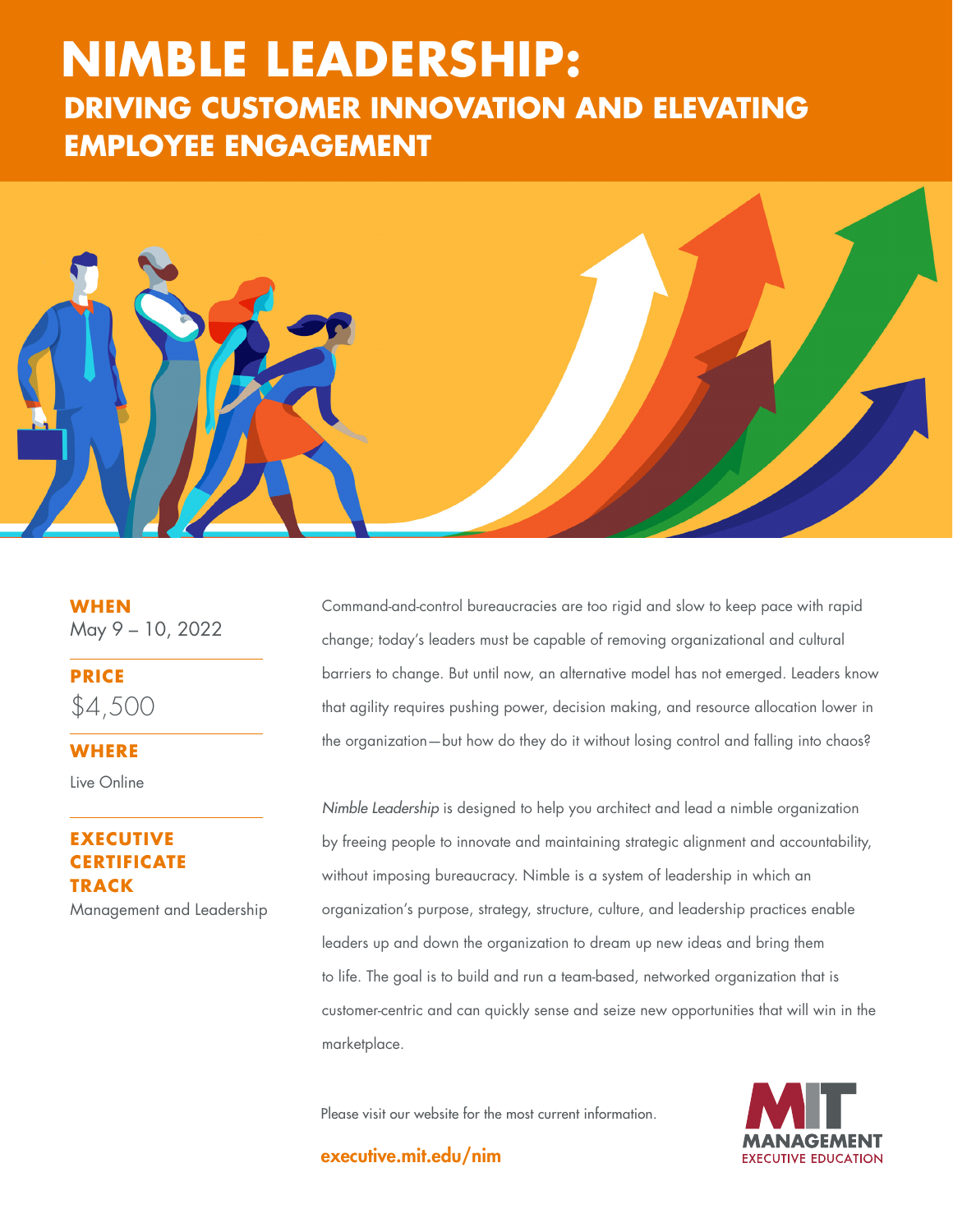# NIMBLE LEADERSHIP:

## DRIVING CUSTOMER INNOVATION AND ELEVATING EMPLOYEE ENGAGEMENT

**WHEN**
May 9 – 10, 2022

**PRICE**
$4,500

**WHERE**
Live Online

**EXECUTIVE CERTIFICATE TRACK**
Management and Leadership

Command-and-control bureaucracies are too rigid and slow to keep pace with rapid change; today's leaders must be capable of removing organizational and cultural barriers to change. But until now, an alternative model has not emerged. Leaders know that agility requires pushing power, decision making, and resource allocation lower in the organization—but how do they do it without losing control and falling into chaos?

*Nimble Leadership* is designed to help you architect and lead a nimble organization by freeing people to innovate and maintaining strategic alignment and accountability, without imposing bureaucracy. Nimble is a system of leadership in which an organization's purpose, strategy, structure, culture, and leadership practices enable leaders up and down the organization to dream up new ideas and bring them to life. The goal is to build and run a team-based, networked organization that is customer-centric and can quickly sense and seize new opportunities that will win in the marketplace.

Please visit our website for the most current information.

**executive.mit.edu/nim**

MIT MANAGEMENT EXECUTIVE EDUCATION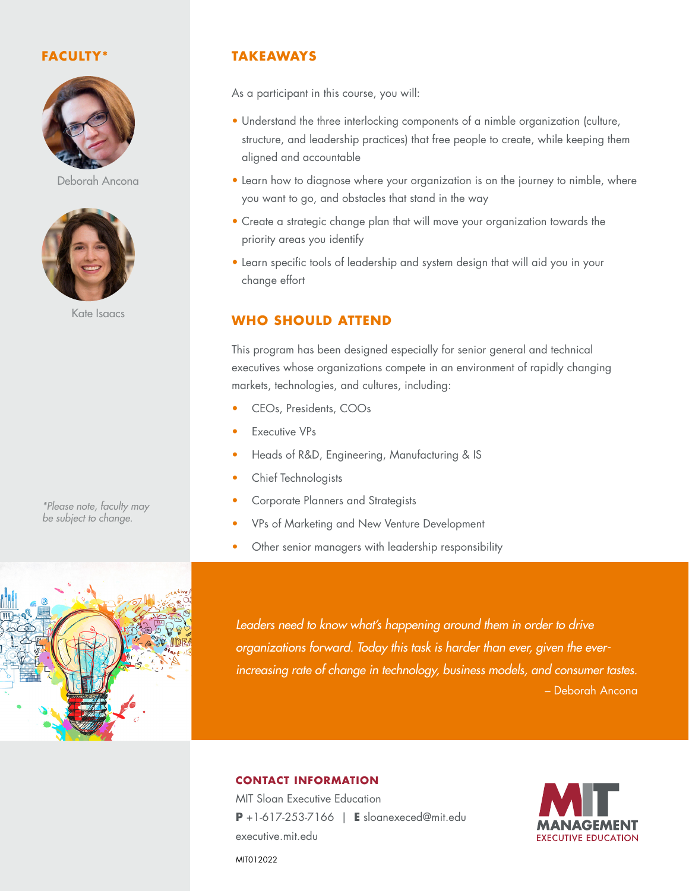## FACULTY*

Deborah Ancona

Kate Isaacs

*Please note, faculty may be subject to change.*

## TAKEAWAYS

As a participant in this course, you will:

- Understand the three interlocking components of a nimble organization (culture, structure, and leadership practices) that free people to create, while keeping them aligned and accountable
- Learn how to diagnose where your organization is on the journey to nimble, where you want to go, and obstacles that stand in the way
- Create a strategic change plan that will move your organization towards the priority areas you identify
- Learn specific tools of leadership and system design that will aid you in your change effort

## WHO SHOULD ATTEND

This program has been designed especially for senior general and technical executives whose organizations compete in an environment of rapidly changing markets, technologies, and cultures, including:

- CEOs, Presidents, COOs
- Executive VPs
- Heads of R&D, Engineering, Manufacturing & IS
- Chief Technologists
- Corporate Planners and Strategists
- VPs of Marketing and New Venture Development
- Other senior managers with leadership responsibility

*Leaders need to know what's happening around them in order to drive organizations forward. Today this task is harder than ever, given the ever-increasing rate of change in technology, business models, and consumer tastes.*

– Deborah Ancona

## CONTACT INFORMATION

MIT Sloan Executive Education

**P** +1-617-253-7166 | **E** sloanexeced@mit.edu

executive.mit.edu

MIT MANAGEMENT EXECUTIVE EDUCATION

MIT012022